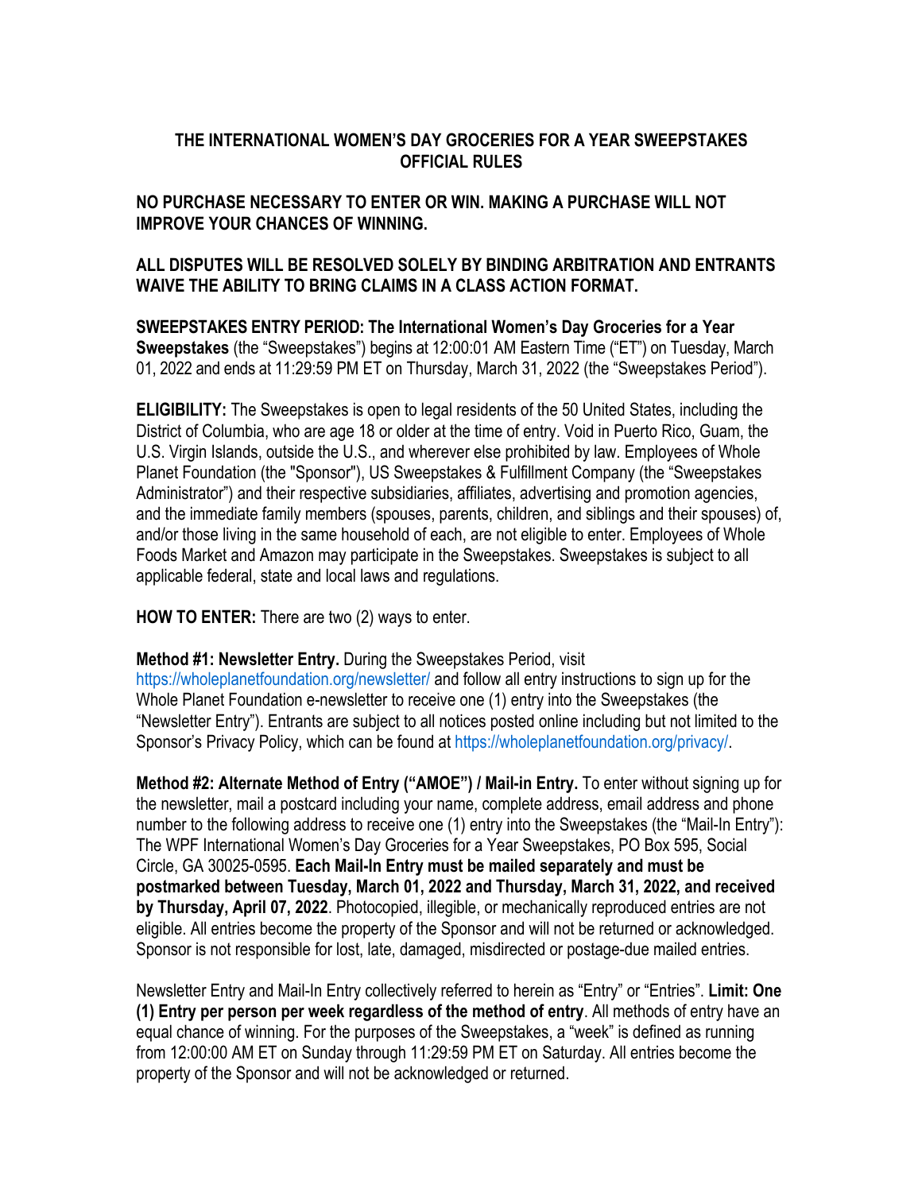# THE INTERNATIONAL WOMEN'S DAY GROCERIES FOR A YEAR SWEEPSTAKES OFFICIAL RULES

**NO PURCHASE NECESSARY TO ENTER OR WIN. MAKING A PURCHASE WILL NOT IMPROVE YOUR CHANCES OF WINNING.**

**ALL DISPUTES WILL BE RESOLVED SOLELY BY BINDING ARBITRATION AND ENTRANTS WAIVE THE ABILITY TO BRING CLAIMS IN A CLASS ACTION FORMAT.**

**SWEEPSTAKES ENTRY PERIOD: The International Women's Day Groceries for a Year Sweepstakes** (the "Sweepstakes") begins at 12:00:01 AM Eastern Time ("ET") on Tuesday, March 01, 2022 and ends at 11:29:59 PM ET on Thursday, March 31, 2022 (the "Sweepstakes Period").

**ELIGIBILITY:** The Sweepstakes is open to legal residents of the 50 United States, including the District of Columbia, who are age 18 or older at the time of entry. Void in Puerto Rico, Guam, the U.S. Virgin Islands, outside the U.S., and wherever else prohibited by law. Employees of Whole Planet Foundation (the "Sponsor"), US Sweepstakes & Fulfillment Company (the "Sweepstakes Administrator") and their respective subsidiaries, affiliates, advertising and promotion agencies, and the immediate family members (spouses, parents, children, and siblings and their spouses) of, and/or those living in the same household of each, are not eligible to enter. Employees of Whole Foods Market and Amazon may participate in the Sweepstakes. Sweepstakes is subject to all applicable federal, state and local laws and regulations.

**HOW TO ENTER:** There are two (2) ways to enter.

**Method #1: Newsletter Entry.** During the Sweepstakes Period, visit https://wholeplanetfoundation.org/newsletter/ and follow all entry instructions to sign up for the Whole Planet Foundation e-newsletter to receive one (1) entry into the Sweepstakes (the "Newsletter Entry"). Entrants are subject to all notices posted online including but not limited to the Sponsor's Privacy Policy, which can be found at https://wholeplanetfoundation.org/privacy/.

**Method #2: Alternate Method of Entry ("AMOE") / Mail-in Entry.** To enter without signing up for the newsletter, mail a postcard including your name, complete address, email address and phone number to the following address to receive one (1) entry into the Sweepstakes (the "Mail-In Entry"): The WPF International Women's Day Groceries for a Year Sweepstakes, PO Box 595, Social Circle, GA 30025-0595. **Each Mail-In Entry must be mailed separately and must be postmarked between Tuesday, March 01, 2022 and Thursday, March 31, 2022, and received by Thursday, April 07, 2022**. Photocopied, illegible, or mechanically reproduced entries are not eligible. All entries become the property of the Sponsor and will not be returned or acknowledged. Sponsor is not responsible for lost, late, damaged, misdirected or postage-due mailed entries.

Newsletter Entry and Mail-In Entry collectively referred to herein as "Entry" or "Entries". **Limit: One (1) Entry per person per week regardless of the method of entry**. All methods of entry have an equal chance of winning. For the purposes of the Sweepstakes, a "week" is defined as running from 12:00:00 AM ET on Sunday through 11:29:59 PM ET on Saturday. All entries become the property of the Sponsor and will not be acknowledged or returned.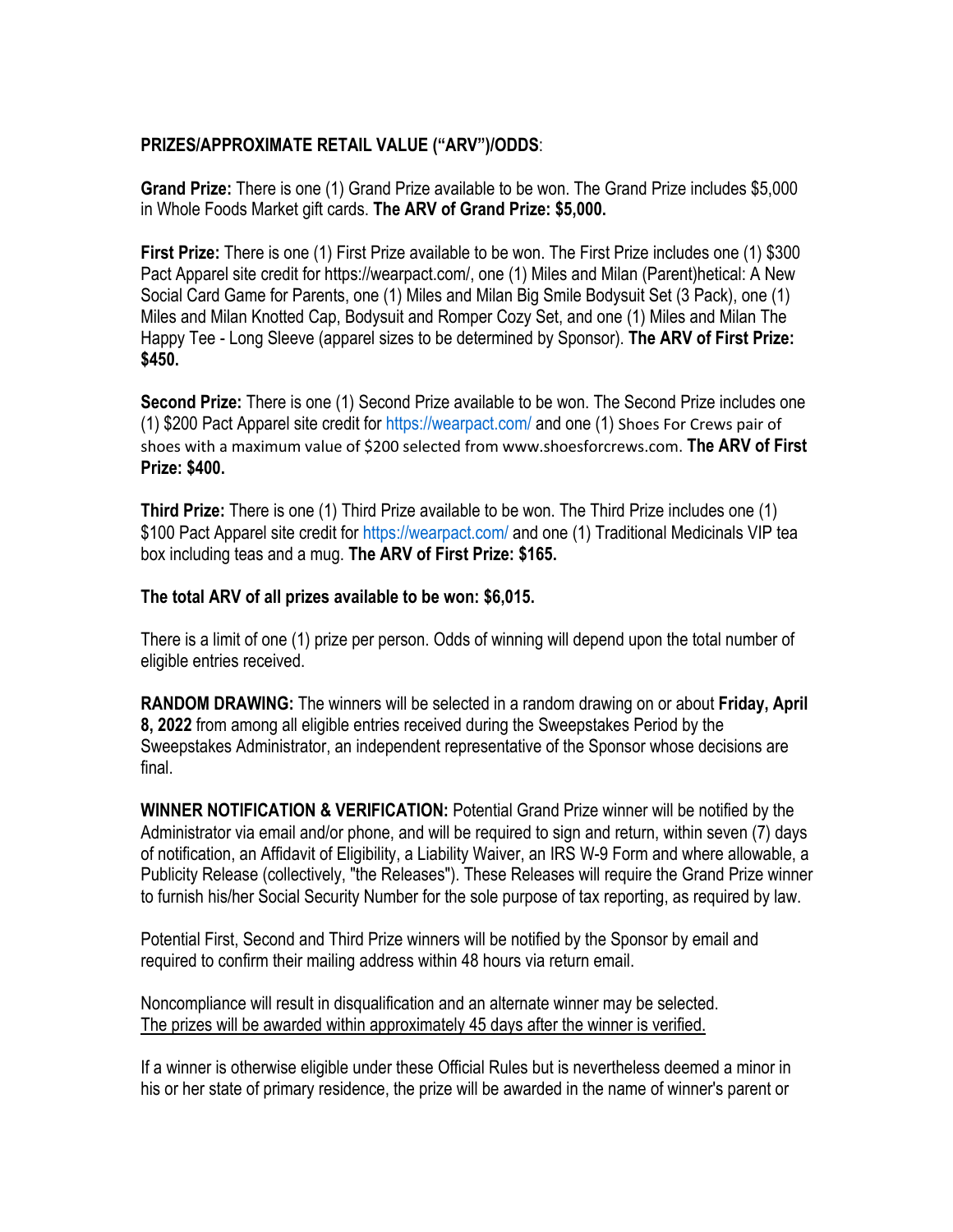**PRIZES/APPROXIMATE RETAIL VALUE ("ARV")/ODDS**:

**Grand Prize:** There is one (1) Grand Prize available to be won. The Grand Prize includes $5,000 in Whole Foods Market gift cards. **The ARV of Grand Prize: $5,000.**

**First Prize:** There is one (1) First Prize available to be won. The First Prize includes one (1) $300 Pact Apparel site credit for https://wearpact.com/, one (1) Miles and Milan (Parent)hetical: A New Social Card Game for Parents, one (1) Miles and Milan Big Smile Bodysuit Set (3 Pack), one (1) Miles and Milan Knotted Cap, Bodysuit and Romper Cozy Set, and one (1) Miles and Milan The Happy Tee - Long Sleeve (apparel sizes to be determined by Sponsor). **The ARV of First Prize: $450.**

**Second Prize:** There is one (1) Second Prize available to be won. The Second Prize includes one (1) $200 Pact Apparel site credit for https://wearpact.com/ and one (1) Shoes For Crews pair of shoes with a maximum value of $200 selected from www.shoesforcrews.com. **The ARV of First Prize: $400.**

**Third Prize:** There is one (1) Third Prize available to be won. The Third Prize includes one (1) $100 Pact Apparel site credit for https://wearpact.com/ and one (1) Traditional Medicinals VIP tea box including teas and a mug. **The ARV of First Prize: $165.**

**The total ARV of all prizes available to be won: $6,015.**

There is a limit of one (1) prize per person. Odds of winning will depend upon the total number of eligible entries received.

**RANDOM DRAWING:** The winners will be selected in a random drawing on or about **Friday, April 8, 2022** from among all eligible entries received during the Sweepstakes Period by the Sweepstakes Administrator, an independent representative of the Sponsor whose decisions are final.

**WINNER NOTIFICATION & VERIFICATION:** Potential Grand Prize winner will be notified by the Administrator via email and/or phone, and will be required to sign and return, within seven (7) days of notification, an Affidavit of Eligibility, a Liability Waiver, an IRS W-9 Form and where allowable, a Publicity Release (collectively, "the Releases"). These Releases will require the Grand Prize winner to furnish his/her Social Security Number for the sole purpose of tax reporting, as required by law.

Potential First, Second and Third Prize winners will be notified by the Sponsor by email and required to confirm their mailing address within 48 hours via return email.

Noncompliance will result in disqualification and an alternate winner may be selected. <u>The prizes will be awarded within approximately 45 days after the winner is verified.</u>

If a winner is otherwise eligible under these Official Rules but is nevertheless deemed a minor in his or her state of primary residence, the prize will be awarded in the name of winner's parent or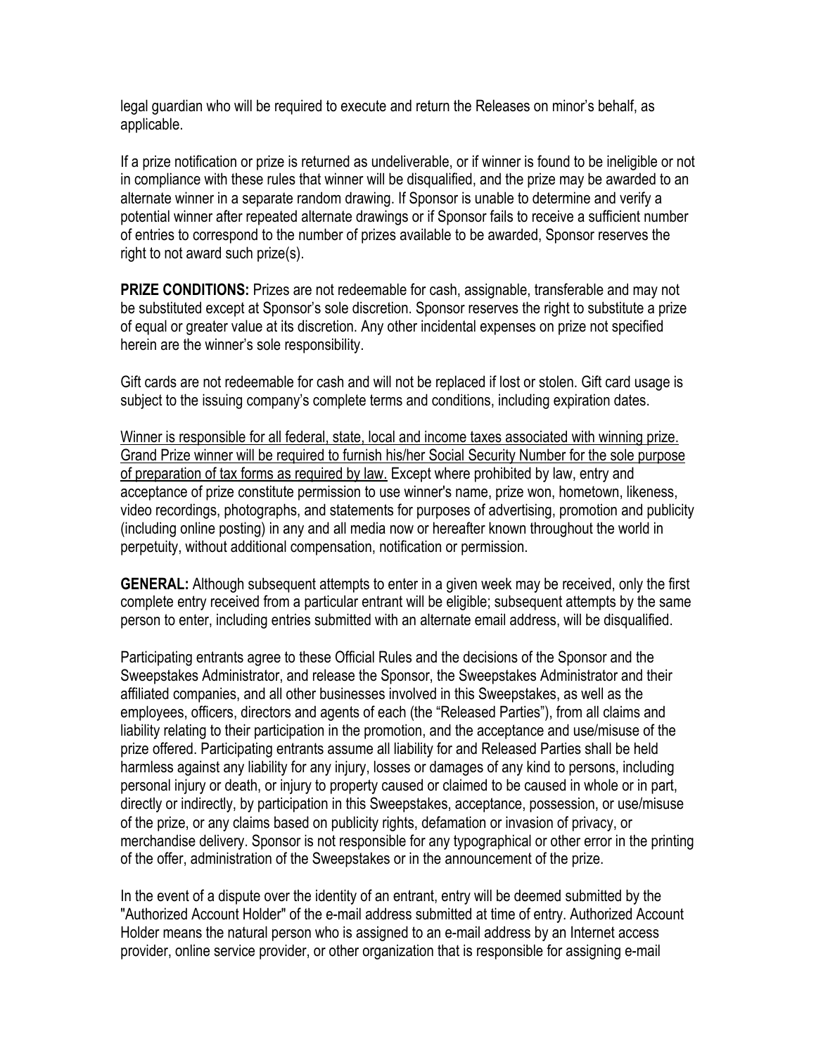legal guardian who will be required to execute and return the Releases on minor's behalf, as applicable.

If a prize notification or prize is returned as undeliverable, or if winner is found to be ineligible or not in compliance with these rules that winner will be disqualified, and the prize may be awarded to an alternate winner in a separate random drawing. If Sponsor is unable to determine and verify a potential winner after repeated alternate drawings or if Sponsor fails to receive a sufficient number of entries to correspond to the number of prizes available to be awarded, Sponsor reserves the right to not award such prize(s).

**PRIZE CONDITIONS:** Prizes are not redeemable for cash, assignable, transferable and may not be substituted except at Sponsor's sole discretion. Sponsor reserves the right to substitute a prize of equal or greater value at its discretion. Any other incidental expenses on prize not specified herein are the winner's sole responsibility.

Gift cards are not redeemable for cash and will not be replaced if lost or stolen. Gift card usage is subject to the issuing company's complete terms and conditions, including expiration dates.

<u>Winner is responsible for all federal, state, local and income taxes associated with winning prize. Grand Prize winner will be required to furnish his/her Social Security Number for the sole purpose of preparation of tax forms as required by law.</u> Except where prohibited by law, entry and acceptance of prize constitute permission to use winner's name, prize won, hometown, likeness, video recordings, photographs, and statements for purposes of advertising, promotion and publicity (including online posting) in any and all media now or hereafter known throughout the world in perpetuity, without additional compensation, notification or permission.

**GENERAL:** Although subsequent attempts to enter in a given week may be received, only the first complete entry received from a particular entrant will be eligible; subsequent attempts by the same person to enter, including entries submitted with an alternate email address, will be disqualified.

Participating entrants agree to these Official Rules and the decisions of the Sponsor and the Sweepstakes Administrator, and release the Sponsor, the Sweepstakes Administrator and their affiliated companies, and all other businesses involved in this Sweepstakes, as well as the employees, officers, directors and agents of each (the "Released Parties"), from all claims and liability relating to their participation in the promotion, and the acceptance and use/misuse of the prize offered. Participating entrants assume all liability for and Released Parties shall be held harmless against any liability for any injury, losses or damages of any kind to persons, including personal injury or death, or injury to property caused or claimed to be caused in whole or in part, directly or indirectly, by participation in this Sweepstakes, acceptance, possession, or use/misuse of the prize, or any claims based on publicity rights, defamation or invasion of privacy, or merchandise delivery. Sponsor is not responsible for any typographical or other error in the printing of the offer, administration of the Sweepstakes or in the announcement of the prize.

In the event of a dispute over the identity of an entrant, entry will be deemed submitted by the "Authorized Account Holder" of the e-mail address submitted at time of entry. Authorized Account Holder means the natural person who is assigned to an e-mail address by an Internet access provider, online service provider, or other organization that is responsible for assigning e-mail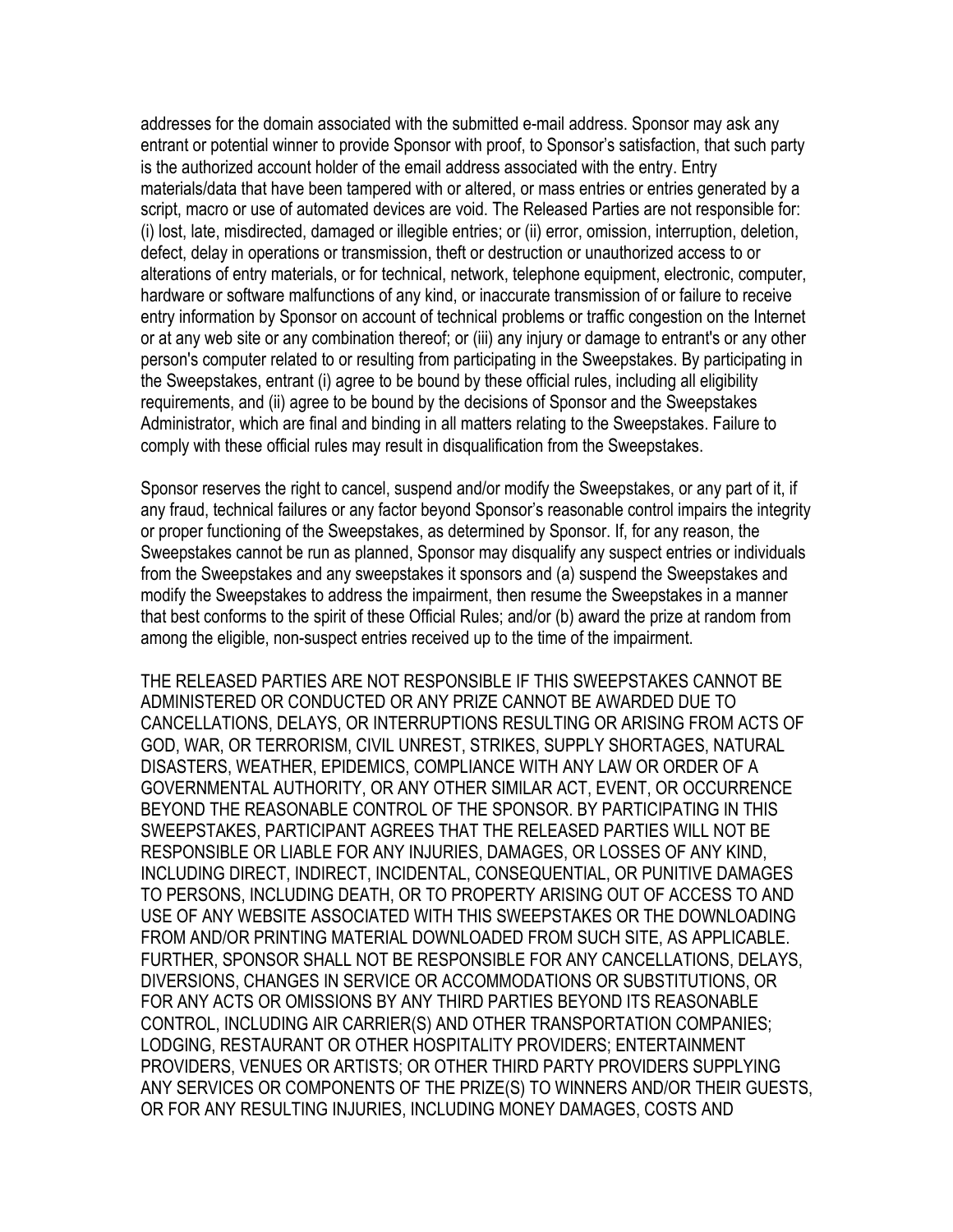addresses for the domain associated with the submitted e-mail address. Sponsor may ask any entrant or potential winner to provide Sponsor with proof, to Sponsor's satisfaction, that such party is the authorized account holder of the email address associated with the entry. Entry materials/data that have been tampered with or altered, or mass entries or entries generated by a script, macro or use of automated devices are void. The Released Parties are not responsible for: (i) lost, late, misdirected, damaged or illegible entries; or (ii) error, omission, interruption, deletion, defect, delay in operations or transmission, theft or destruction or unauthorized access to or alterations of entry materials, or for technical, network, telephone equipment, electronic, computer, hardware or software malfunctions of any kind, or inaccurate transmission of or failure to receive entry information by Sponsor on account of technical problems or traffic congestion on the Internet or at any web site or any combination thereof; or (iii) any injury or damage to entrant's or any other person's computer related to or resulting from participating in the Sweepstakes. By participating in the Sweepstakes, entrant (i) agree to be bound by these official rules, including all eligibility requirements, and (ii) agree to be bound by the decisions of Sponsor and the Sweepstakes Administrator, which are final and binding in all matters relating to the Sweepstakes. Failure to comply with these official rules may result in disqualification from the Sweepstakes.

Sponsor reserves the right to cancel, suspend and/or modify the Sweepstakes, or any part of it, if any fraud, technical failures or any factor beyond Sponsor's reasonable control impairs the integrity or proper functioning of the Sweepstakes, as determined by Sponsor. If, for any reason, the Sweepstakes cannot be run as planned, Sponsor may disqualify any suspect entries or individuals from the Sweepstakes and any sweepstakes it sponsors and (a) suspend the Sweepstakes and modify the Sweepstakes to address the impairment, then resume the Sweepstakes in a manner that best conforms to the spirit of these Official Rules; and/or (b) award the prize at random from among the eligible, non-suspect entries received up to the time of the impairment.

THE RELEASED PARTIES ARE NOT RESPONSIBLE IF THIS SWEEPSTAKES CANNOT BE ADMINISTERED OR CONDUCTED OR ANY PRIZE CANNOT BE AWARDED DUE TO CANCELLATIONS, DELAYS, OR INTERRUPTIONS RESULTING OR ARISING FROM ACTS OF GOD, WAR, OR TERRORISM, CIVIL UNREST, STRIKES, SUPPLY SHORTAGES, NATURAL DISASTERS, WEATHER, EPIDEMICS, COMPLIANCE WITH ANY LAW OR ORDER OF A GOVERNMENTAL AUTHORITY, OR ANY OTHER SIMILAR ACT, EVENT, OR OCCURRENCE BEYOND THE REASONABLE CONTROL OF THE SPONSOR. BY PARTICIPATING IN THIS SWEEPSTAKES, PARTICIPANT AGREES THAT THE RELEASED PARTIES WILL NOT BE RESPONSIBLE OR LIABLE FOR ANY INJURIES, DAMAGES, OR LOSSES OF ANY KIND, INCLUDING DIRECT, INDIRECT, INCIDENTAL, CONSEQUENTIAL, OR PUNITIVE DAMAGES TO PERSONS, INCLUDING DEATH, OR TO PROPERTY ARISING OUT OF ACCESS TO AND USE OF ANY WEBSITE ASSOCIATED WITH THIS SWEEPSTAKES OR THE DOWNLOADING FROM AND/OR PRINTING MATERIAL DOWNLOADED FROM SUCH SITE, AS APPLICABLE. FURTHER, SPONSOR SHALL NOT BE RESPONSIBLE FOR ANY CANCELLATIONS, DELAYS, DIVERSIONS, CHANGES IN SERVICE OR ACCOMMODATIONS OR SUBSTITUTIONS, OR FOR ANY ACTS OR OMISSIONS BY ANY THIRD PARTIES BEYOND ITS REASONABLE CONTROL, INCLUDING AIR CARRIER(S) AND OTHER TRANSPORTATION COMPANIES; LODGING, RESTAURANT OR OTHER HOSPITALITY PROVIDERS; ENTERTAINMENT PROVIDERS, VENUES OR ARTISTS; OR OTHER THIRD PARTY PROVIDERS SUPPLYING ANY SERVICES OR COMPONENTS OF THE PRIZE(S) TO WINNERS AND/OR THEIR GUESTS, OR FOR ANY RESULTING INJURIES, INCLUDING MONEY DAMAGES, COSTS AND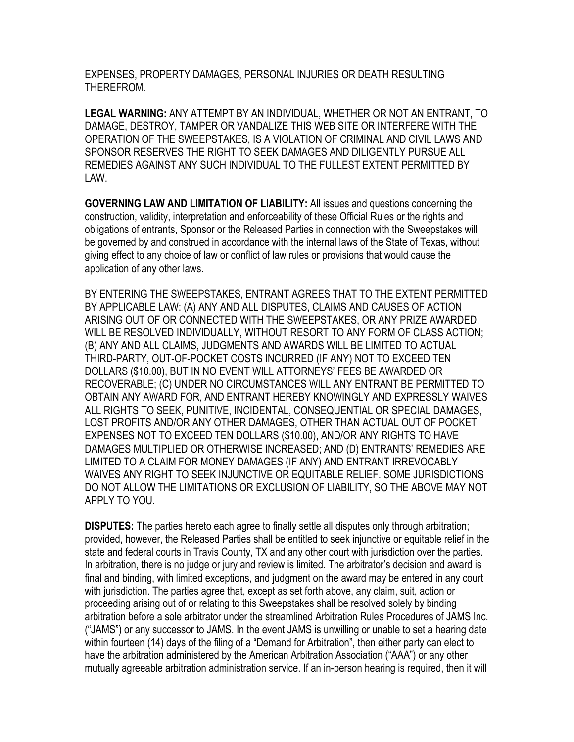EXPENSES, PROPERTY DAMAGES, PERSONAL INJURIES OR DEATH RESULTING THEREFROM.

**LEGAL WARNING:** ANY ATTEMPT BY AN INDIVIDUAL, WHETHER OR NOT AN ENTRANT, TO DAMAGE, DESTROY, TAMPER OR VANDALIZE THIS WEB SITE OR INTERFERE WITH THE OPERATION OF THE SWEEPSTAKES, IS A VIOLATION OF CRIMINAL AND CIVIL LAWS AND SPONSOR RESERVES THE RIGHT TO SEEK DAMAGES AND DILIGENTLY PURSUE ALL REMEDIES AGAINST ANY SUCH INDIVIDUAL TO THE FULLEST EXTENT PERMITTED BY LAW.

**GOVERNING LAW AND LIMITATION OF LIABILITY:** All issues and questions concerning the construction, validity, interpretation and enforceability of these Official Rules or the rights and obligations of entrants, Sponsor or the Released Parties in connection with the Sweepstakes will be governed by and construed in accordance with the internal laws of the State of Texas, without giving effect to any choice of law or conflict of law rules or provisions that would cause the application of any other laws.

BY ENTERING THE SWEEPSTAKES, ENTRANT AGREES THAT TO THE EXTENT PERMITTED BY APPLICABLE LAW: (A) ANY AND ALL DISPUTES, CLAIMS AND CAUSES OF ACTION ARISING OUT OF OR CONNECTED WITH THE SWEEPSTAKES, OR ANY PRIZE AWARDED, WILL BE RESOLVED INDIVIDUALLY, WITHOUT RESORT TO ANY FORM OF CLASS ACTION; (B) ANY AND ALL CLAIMS, JUDGMENTS AND AWARDS WILL BE LIMITED TO ACTUAL THIRD-PARTY, OUT-OF-POCKET COSTS INCURRED (IF ANY) NOT TO EXCEED TEN DOLLARS ($10.00), BUT IN NO EVENT WILL ATTORNEYS' FEES BE AWARDED OR RECOVERABLE; (C) UNDER NO CIRCUMSTANCES WILL ANY ENTRANT BE PERMITTED TO OBTAIN ANY AWARD FOR, AND ENTRANT HEREBY KNOWINGLY AND EXPRESSLY WAIVES ALL RIGHTS TO SEEK, PUNITIVE, INCIDENTAL, CONSEQUENTIAL OR SPECIAL DAMAGES, LOST PROFITS AND/OR ANY OTHER DAMAGES, OTHER THAN ACTUAL OUT OF POCKET EXPENSES NOT TO EXCEED TEN DOLLARS ($10.00), AND/OR ANY RIGHTS TO HAVE DAMAGES MULTIPLIED OR OTHERWISE INCREASED; AND (D) ENTRANTS' REMEDIES ARE LIMITED TO A CLAIM FOR MONEY DAMAGES (IF ANY) AND ENTRANT IRREVOCABLY WAIVES ANY RIGHT TO SEEK INJUNCTIVE OR EQUITABLE RELIEF. SOME JURISDICTIONS DO NOT ALLOW THE LIMITATIONS OR EXCLUSION OF LIABILITY, SO THE ABOVE MAY NOT APPLY TO YOU.

**DISPUTES:** The parties hereto each agree to finally settle all disputes only through arbitration; provided, however, the Released Parties shall be entitled to seek injunctive or equitable relief in the state and federal courts in Travis County, TX and any other court with jurisdiction over the parties. In arbitration, there is no judge or jury and review is limited. The arbitrator's decision and award is final and binding, with limited exceptions, and judgment on the award may be entered in any court with jurisdiction. The parties agree that, except as set forth above, any claim, suit, action or proceeding arising out of or relating to this Sweepstakes shall be resolved solely by binding arbitration before a sole arbitrator under the streamlined Arbitration Rules Procedures of JAMS Inc. ("JAMS") or any successor to JAMS. In the event JAMS is unwilling or unable to set a hearing date within fourteen (14) days of the filing of a "Demand for Arbitration", then either party can elect to have the arbitration administered by the American Arbitration Association ("AAA") or any other mutually agreeable arbitration administration service. If an in-person hearing is required, then it will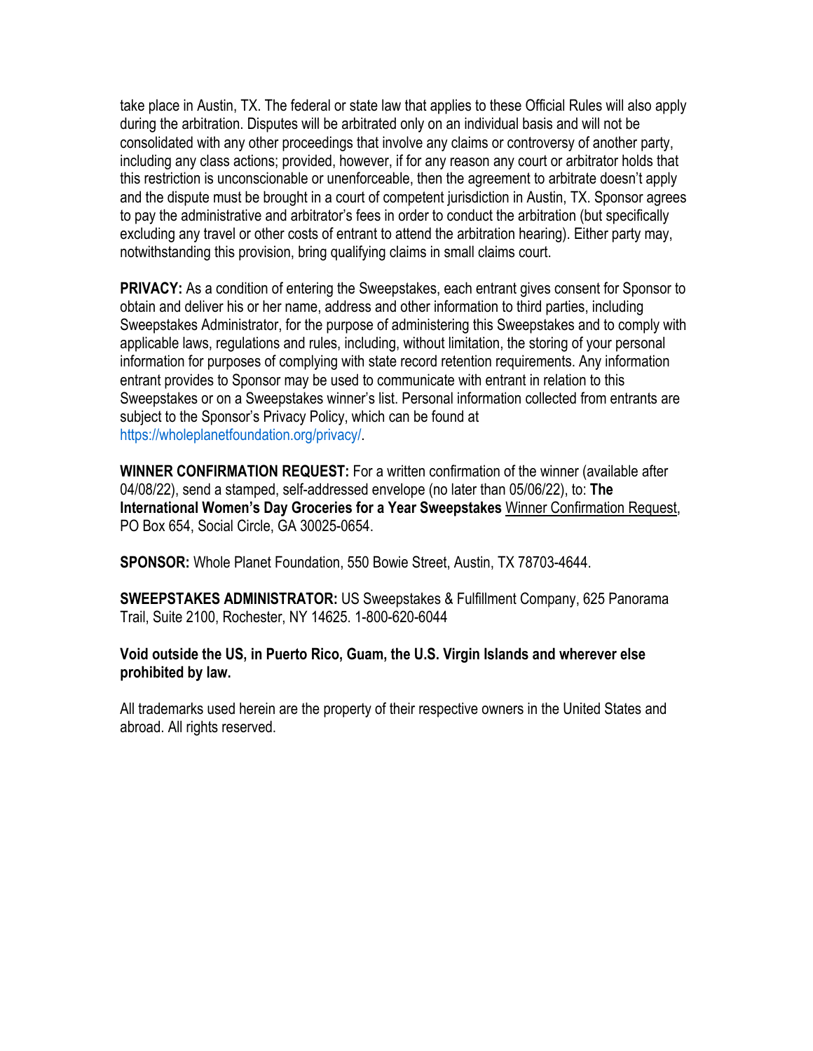take place in Austin, TX. The federal or state law that applies to these Official Rules will also apply during the arbitration. Disputes will be arbitrated only on an individual basis and will not be consolidated with any other proceedings that involve any claims or controversy of another party, including any class actions; provided, however, if for any reason any court or arbitrator holds that this restriction is unconscionable or unenforceable, then the agreement to arbitrate doesn't apply and the dispute must be brought in a court of competent jurisdiction in Austin, TX. Sponsor agrees to pay the administrative and arbitrator's fees in order to conduct the arbitration (but specifically excluding any travel or other costs of entrant to attend the arbitration hearing). Either party may, notwithstanding this provision, bring qualifying claims in small claims court.

**PRIVACY:** As a condition of entering the Sweepstakes, each entrant gives consent for Sponsor to obtain and deliver his or her name, address and other information to third parties, including Sweepstakes Administrator, for the purpose of administering this Sweepstakes and to comply with applicable laws, regulations and rules, including, without limitation, the storing of your personal information for purposes of complying with state record retention requirements. Any information entrant provides to Sponsor may be used to communicate with entrant in relation to this Sweepstakes or on a Sweepstakes winner's list. Personal information collected from entrants are subject to the Sponsor's Privacy Policy, which can be found at https://wholeplanetfoundation.org/privacy/.

**WINNER CONFIRMATION REQUEST:** For a written confirmation of the winner (available after 04/08/22), send a stamped, self-addressed envelope (no later than 05/06/22), to: **The International Women's Day Groceries for a Year Sweepstakes** Winner Confirmation Request, PO Box 654, Social Circle, GA 30025-0654.

**SPONSOR:** Whole Planet Foundation, 550 Bowie Street, Austin, TX 78703-4644.

**SWEEPSTAKES ADMINISTRATOR:** US Sweepstakes & Fulfillment Company, 625 Panorama Trail, Suite 2100, Rochester, NY 14625. 1-800-620-6044

**Void outside the US, in Puerto Rico, Guam, the U.S. Virgin Islands and wherever else prohibited by law.**

All trademarks used herein are the property of their respective owners in the United States and abroad. All rights reserved.